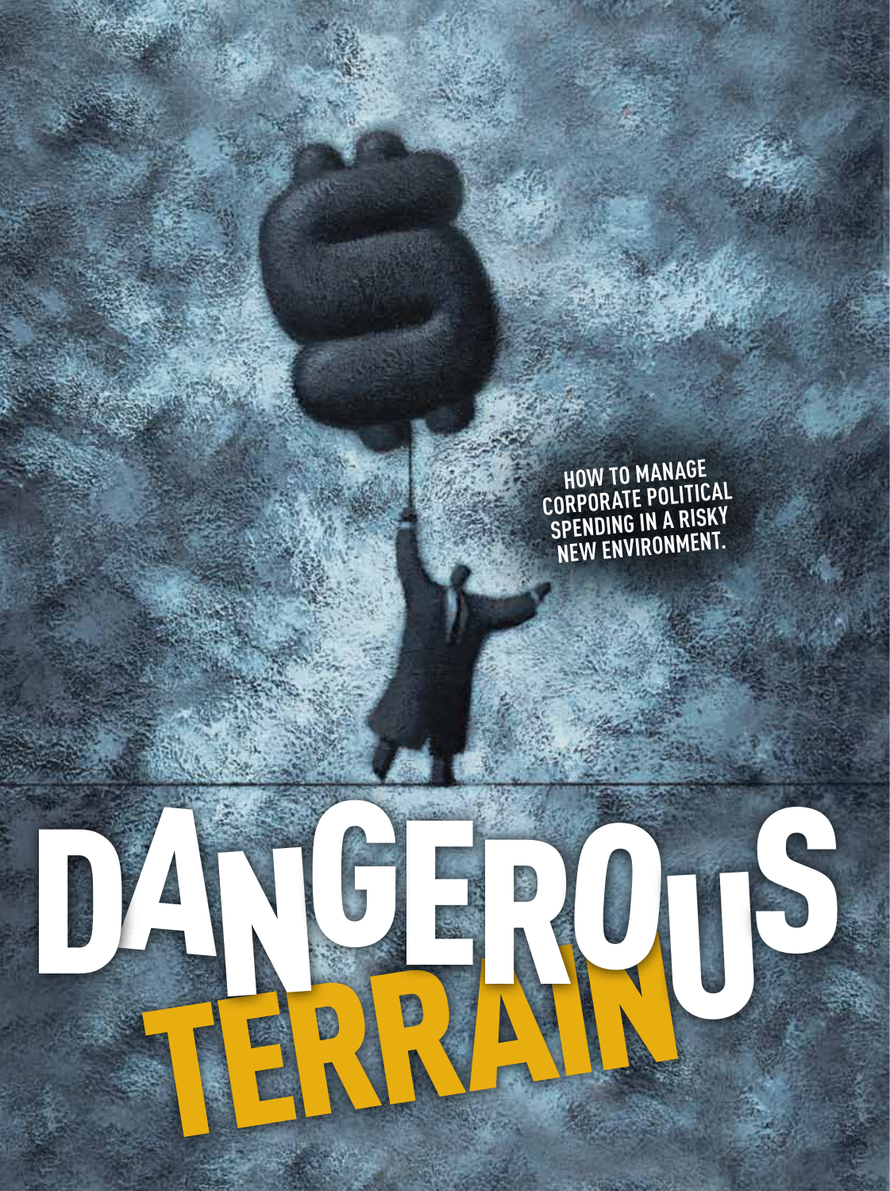# DANGEROUS TERRAIN

HOW TO MANAGE CORPORATE POLITICAL SPENDING IN A RISKY NEW ENVIRONMENT.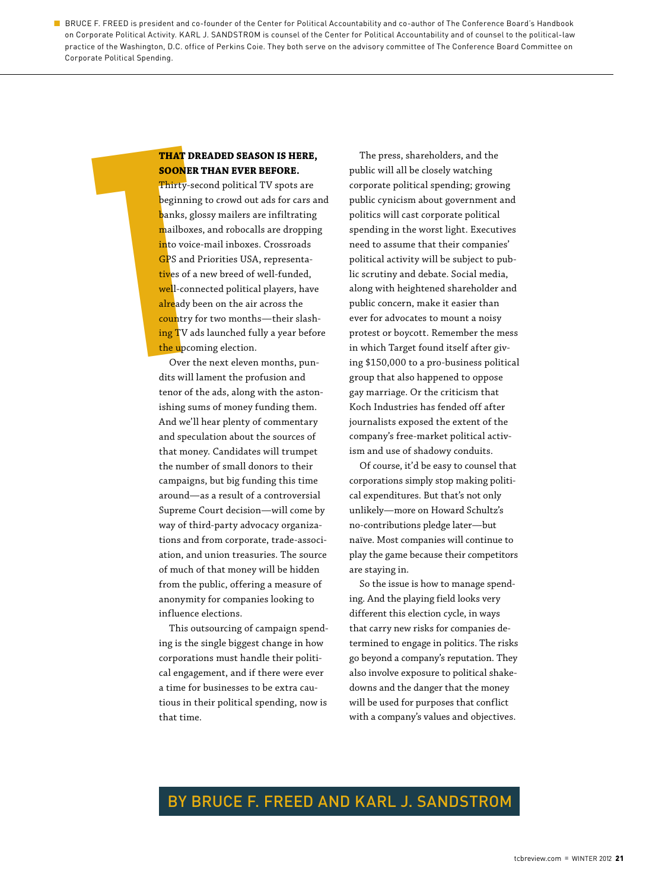BRUCE F. FREED is president and co-founder of the Center for Political Accountability and co-author of The Conference Board's Handbook on Corporate Political Activity. KARL J. SANDSTROM is counsel of the Center for Political Accountability and of counsel to the political-law practice of the Washington, D.C. office of Perkins Coie. They both serve on the advisory committee of The Conference Board Committee on Corporate Political Spending.

**THAT DREADED SEASON IS HERE, SOONER THAN EVER BEFORE.** Thirty-second political TV spots are beginning to crowd out ads for cars and banks, glossy mailers are infiltrating mailboxes, and robocalls are dropping into voice-mail inboxes. Crossroads GPS and Priorities USA, representatives of a new breed of well-funded, well-connected political players, have already been on the air across the country for two months—their slashing TV ads launched fully a year before the upcoming election.

Over the next eleven months, pundits will lament the profusion and tenor of the ads, along with the astonishing sums of money funding them. And we'll hear plenty of commentary and speculation about the sources of that money. Candidates will trumpet the number of small donors to their campaigns, but big funding this time around—as a result of a controversial Supreme Court decision—will come by way of third-party advocacy organizations and from corporate, trade-association, and union treasuries. The source of much of that money will be hidden from the public, offering a measure of anonymity for companies looking to influence elections.

This outsourcing of campaign spending is the single biggest change in how corporations must handle their political engagement, and if there were ever a time for businesses to be extra cautious in their political spending, now is that time.

The press, shareholders, and the public will all be closely watching corporate political spending; growing public cynicism about government and politics will cast corporate political spending in the worst light. Executives need to assume that their companies' political activity will be subject to public scrutiny and debate. Social media, along with heightened shareholder and public concern, make it easier than ever for advocates to mount a noisy protest or boycott. Remember the mess in which Target found itself after giving $150,000 to a pro-business political group that also happened to oppose gay marriage. Or the criticism that Koch Industries has fended off after journalists exposed the extent of the company's free-market political activism and use of shadowy conduits.

Of course, it'd be easy to counsel that corporations simply stop making political expenditures. But that's not only unlikely—more on Howard Schultz's no-contributions pledge later—but naïve. Most companies will continue to play the game because their competitors are staying in.

So the issue is how to manage spending. And the playing field looks very different this election cycle, in ways that carry new risks for companies determined to engage in politics. The risks go beyond a company's reputation. They also involve exposure to political shakedowns and the danger that the money will be used for purposes that conflict with a company's values and objectives.

BY BRUCE F. FREED AND KARL J. SANDSTROM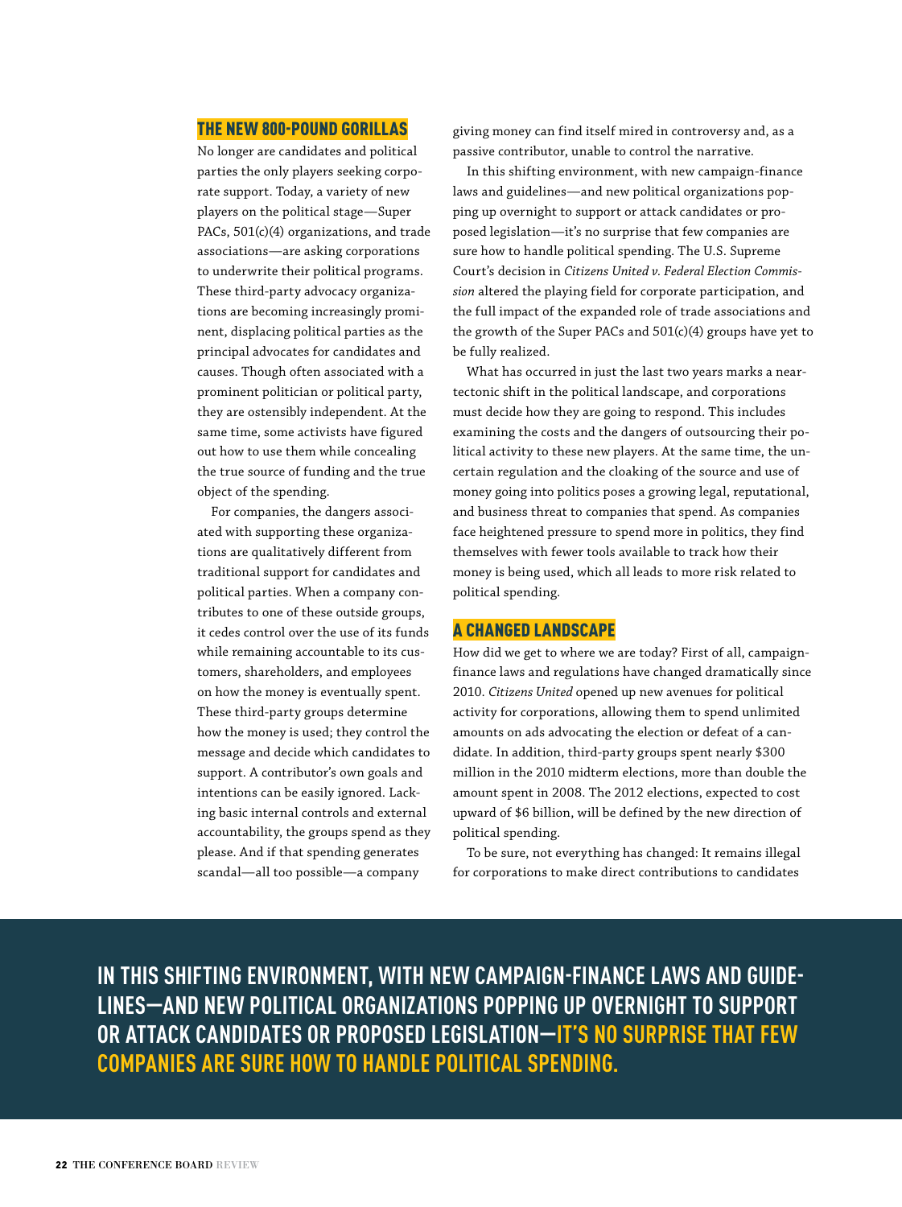## THE NEW 800-POUND GORILLAS

No longer are candidates and political parties the only players seeking corporate support. Today, a variety of new players on the political stage—Super PACs, 501(c)(4) organizations, and trade associations—are asking corporations to underwrite their political programs. These third-party advocacy organizations are becoming increasingly prominent, displacing political parties as the principal advocates for candidates and causes. Though often associated with a prominent politician or political party, they are ostensibly independent. At the same time, some activists have figured out how to use them while concealing the true source of funding and the true object of the spending.

For companies, the dangers associated with supporting these organizations are qualitatively different from traditional support for candidates and political parties. When a company contributes to one of these outside groups, it cedes control over the use of its funds while remaining accountable to its customers, shareholders, and employees on how the money is eventually spent. These third-party groups determine how the money is used; they control the message and decide which candidates to support. A contributor's own goals and intentions can be easily ignored. Lacking basic internal controls and external accountability, the groups spend as they please. And if that spending generates scandal—all too possible—a company giving money can find itself mired in controversy and, as a passive contributor, unable to control the narrative.

In this shifting environment, with new campaign-finance laws and guidelines—and new political organizations popping up overnight to support or attack candidates or proposed legislation—it's no surprise that few companies are sure how to handle political spending. The U.S. Supreme Court's decision in *Citizens United v. Federal Election Commission* altered the playing field for corporate participation, and the full impact of the expanded role of trade associations and the growth of the Super PACs and 501(c)(4) groups have yet to be fully realized.

What has occurred in just the last two years marks a near-tectonic shift in the political landscape, and corporations must decide how they are going to respond. This includes examining the costs and the dangers of outsourcing their political activity to these new players. At the same time, the uncertain regulation and the cloaking of the source and use of money going into politics poses a growing legal, reputational, and business threat to companies that spend. As companies face heightened pressure to spend more in politics, they find themselves with fewer tools available to track how their money is being used, which all leads to more risk related to political spending.

## A CHANGED LANDSCAPE

How did we get to where we are today? First of all, campaign-finance laws and regulations have changed dramatically since 2010. *Citizens United* opened up new avenues for political activity for corporations, allowing them to spend unlimited amounts on ads advocating the election or defeat of a candidate. In addition, third-party groups spent nearly $300 million in the 2010 midterm elections, more than double the amount spent in 2008. The 2012 elections, expected to cost upward of $6 billion, will be defined by the new direction of political spending.

To be sure, not everything has changed: It remains illegal for corporations to make direct contributions to candidates

**IN THIS SHIFTING ENVIRONMENT, WITH NEW CAMPAIGN-FINANCE LAWS AND GUIDELINES—AND NEW POLITICAL ORGANIZATIONS POPPING UP OVERNIGHT TO SUPPORT OR ATTACK CANDIDATES OR PROPOSED LEGISLATION—IT'S NO SURPRISE THAT FEW COMPANIES ARE SURE HOW TO HANDLE POLITICAL SPENDING.**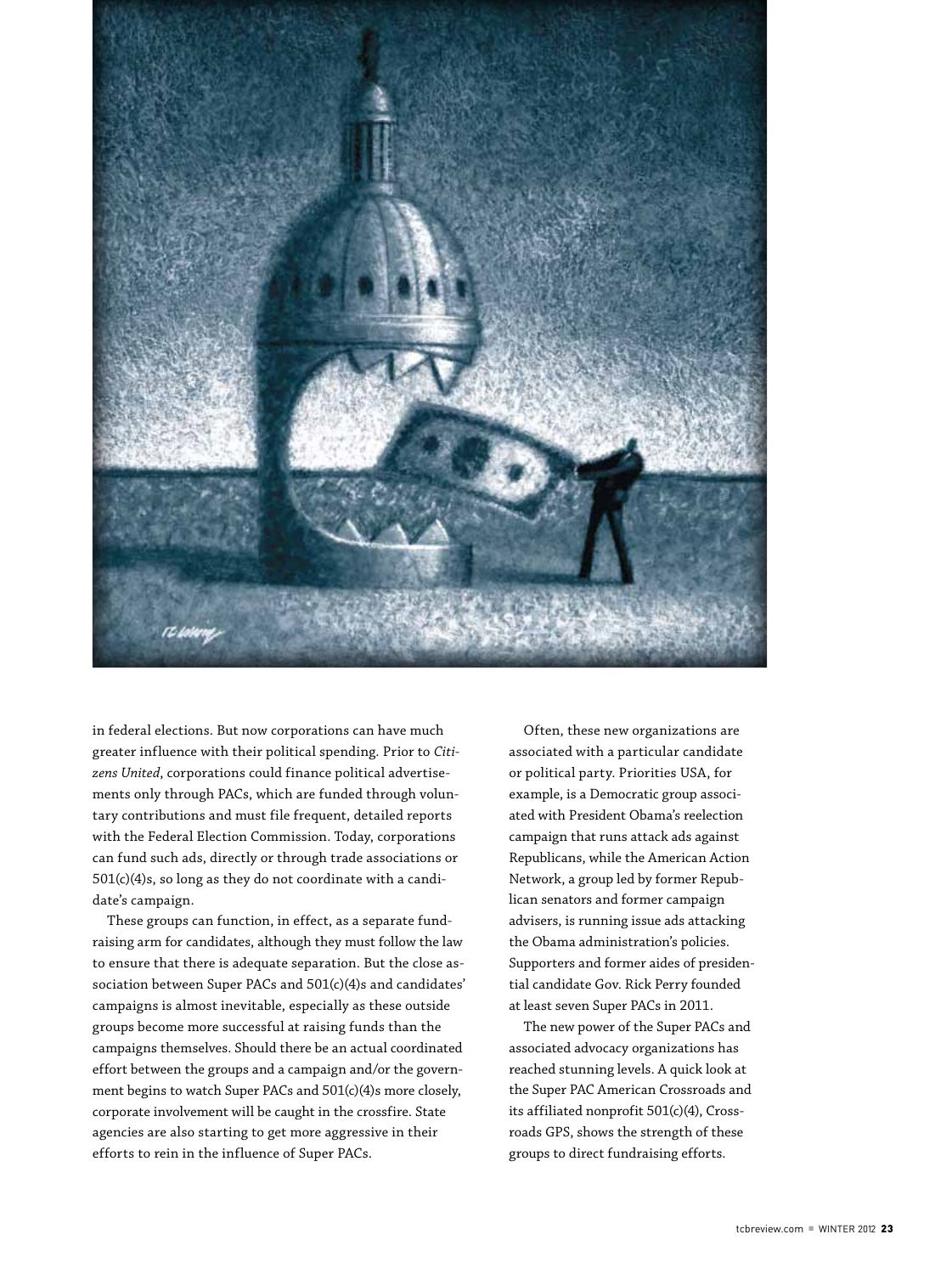in federal elections. But now corporations can have much greater influence with their political spending. Prior to *Citizens United*, corporations could finance political advertisements only through PACs, which are funded through voluntary contributions and must file frequent, detailed reports with the Federal Election Commission. Today, corporations can fund such ads, directly or through trade associations or 501(c)(4)s, so long as they do not coordinate with a candidate's campaign.

These groups can function, in effect, as a separate fundraising arm for candidates, although they must follow the law to ensure that there is adequate separation. But the close association between Super PACs and 501(c)(4)s and candidates' campaigns is almost inevitable, especially as these outside groups become more successful at raising funds than the campaigns themselves. Should there be an actual coordinated effort between the groups and a campaign and/or the government begins to watch Super PACs and 501(c)(4)s more closely, corporate involvement will be caught in the crossfire. State agencies are also starting to get more aggressive in their efforts to rein in the influence of Super PACs.

Often, these new organizations are associated with a particular candidate or political party. Priorities USA, for example, is a Democratic group associated with President Obama's reelection campaign that runs attack ads against Republicans, while the American Action Network, a group led by former Republican senators and former campaign advisers, is running issue ads attacking the Obama administration's policies. Supporters and former aides of presidential candidate Gov. Rick Perry founded at least seven Super PACs in 2011.

The new power of the Super PACs and associated advocacy organizations has reached stunning levels. A quick look at the Super PAC American Crossroads and its affiliated nonprofit 501(c)(4), Crossroads GPS, shows the strength of these groups to direct fundraising efforts.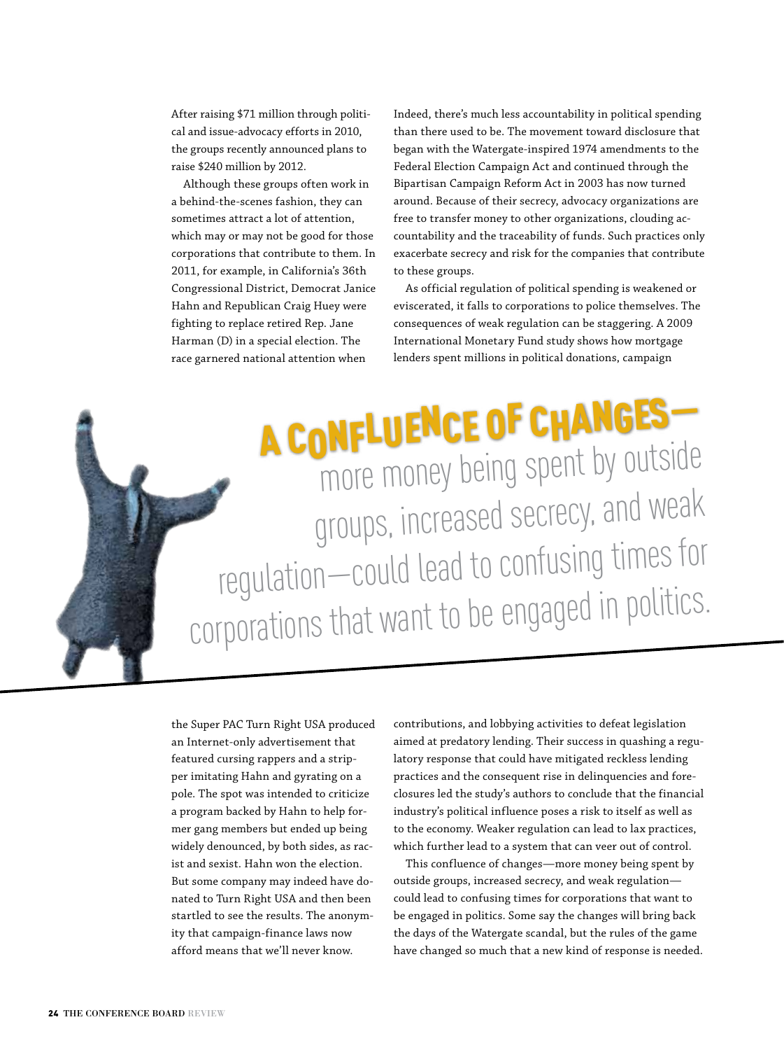After raising $71 million through political and issue-advocacy efforts in 2010, the groups recently announced plans to raise $240 million by 2012.

Although these groups often work in a behind-the-scenes fashion, they can sometimes attract a lot of attention, which may or may not be good for those corporations that contribute to them. In 2011, for example, in California's 36th Congressional District, Democrat Janice Hahn and Republican Craig Huey were fighting to replace retired Rep. Jane Harman (D) in a special election. The race garnered national attention when the Super PAC Turn Right USA produced an Internet-only advertisement that featured cursing rappers and a stripper imitating Hahn and gyrating on a pole. The spot was intended to criticize a program backed by Hahn to help former gang members but ended up being widely denounced, by both sides, as racist and sexist. Hahn won the election. But some company may indeed have donated to Turn Right USA and then been startled to see the results. The anonymity that campaign-finance laws now afford means that we'll never know.

Indeed, there's much less accountability in political spending than there used to be. The movement toward disclosure that began with the Watergate-inspired 1974 amendments to the Federal Election Campaign Act and continued through the Bipartisan Campaign Reform Act in 2003 has now turned around. Because of their secrecy, advocacy organizations are free to transfer money to other organizations, clouding accountability and the traceability of funds. Such practices only exacerbate secrecy and risk for the companies that contribute to these groups.

As official regulation of political spending is weakened or eviscerated, it falls to corporations to police themselves. The consequences of weak regulation can be staggering. A 2009 International Monetary Fund study shows how mortgage lenders spent millions in political donations, campaign contributions, and lobbying activities to defeat legislation aimed at predatory lending. Their success in quashing a regulatory response that could have mitigated reckless lending practices and the consequent rise in delinquencies and foreclosures led the study's authors to conclude that the financial industry's political influence poses a risk to itself as well as to the economy. Weaker regulation can lead to lax practices, which further lead to a system that can veer out of control.

> **A CONFLUENCE OF CHANGES—** more money being spent by outside groups, increased secrecy, and weak regulation—could lead to confusing times for corporations that want to be engaged in politics.

This confluence of changes—more money being spent by outside groups, increased secrecy, and weak regulation—could lead to confusing times for corporations that want to be engaged in politics. Some say the changes will bring back the days of the Watergate scandal, but the rules of the game have changed so much that a new kind of response is needed.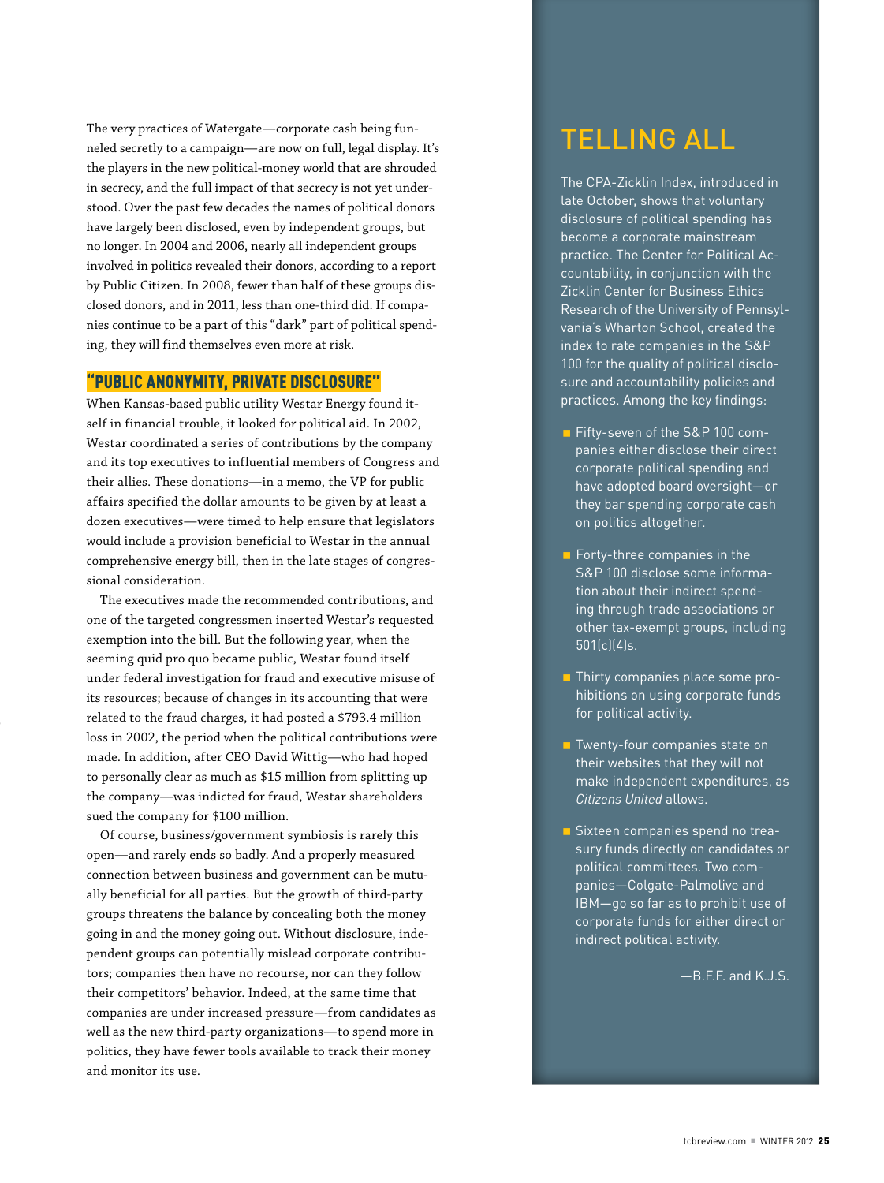The very practices of Watergate—corporate cash being funneled secretly to a campaign—are now on full, legal display. It's the players in the new political-money world that are shrouded in secrecy, and the full impact of that secrecy is not yet understood. Over the past few decades the names of political donors have largely been disclosed, even by independent groups, but no longer. In 2004 and 2006, nearly all independent groups involved in politics revealed their donors, according to a report by Public Citizen. In 2008, fewer than half of these groups disclosed donors, and in 2011, less than one-third did. If companies continue to be a part of this "dark" part of political spending, they will find themselves even more at risk.

## "PUBLIC ANONYMITY, PRIVATE DISCLOSURE"

When Kansas-based public utility Westar Energy found itself in financial trouble, it looked for political aid. In 2002, Westar coordinated a series of contributions by the company and its top executives to influential members of Congress and their allies. These donations—in a memo, the VP for public affairs specified the dollar amounts to be given by at least a dozen executives—were timed to help ensure that legislators would include a provision beneficial to Westar in the annual comprehensive energy bill, then in the late stages of congressional consideration.

The executives made the recommended contributions, and one of the targeted congressmen inserted Westar's requested exemption into the bill. But the following year, when the seeming quid pro quo became public, Westar found itself under federal investigation for fraud and executive misuse of its resources; because of changes in its accounting that were related to the fraud charges, it had posted a $793.4 million loss in 2002, the period when the political contributions were made. In addition, after CEO David Wittig—who had hoped to personally clear as much as $15 million from splitting up the company—was indicted for fraud, Westar shareholders sued the company for $100 million.

Of course, business/government symbiosis is rarely this open—and rarely ends so badly. And a properly measured connection between business and government can be mutually beneficial for all parties. But the growth of third-party groups threatens the balance by concealing both the money going in and the money going out. Without disclosure, independent groups can potentially mislead corporate contributors; companies then have no recourse, nor can they follow their competitors' behavior. Indeed, at the same time that companies are under increased pressure—from candidates as well as the new third-party organizations—to spend more in politics, they have fewer tools available to track their money and monitor its use.

## TELLING ALL

The CPA-Zicklin Index, introduced in late October, shows that voluntary disclosure of political spending has become a corporate mainstream practice. The Center for Political Accountability, in conjunction with the Zicklin Center for Business Ethics Research of the University of Pennsylvania's Wharton School, created the index to rate companies in the S&P 100 for the quality of political disclosure and accountability policies and practices. Among the key findings:

- Fifty-seven of the S&P 100 companies either disclose their direct corporate political spending and have adopted board oversight—or they bar spending corporate cash on politics altogether.
- Forty-three companies in the S&P 100 disclose some information about their indirect spending through trade associations or other tax-exempt groups, including 501(c)(4)s.
- Thirty companies place some prohibitions on using corporate funds for political activity.
- Twenty-four companies state on their websites that they will not make independent expenditures, as *Citizens United* allows.
- Sixteen companies spend no treasury funds directly on candidates or political committees. Two companies—Colgate-Palmolive and IBM—go so far as to prohibit use of corporate funds for either direct or indirect political activity.

—B.F.F. and K.J.S.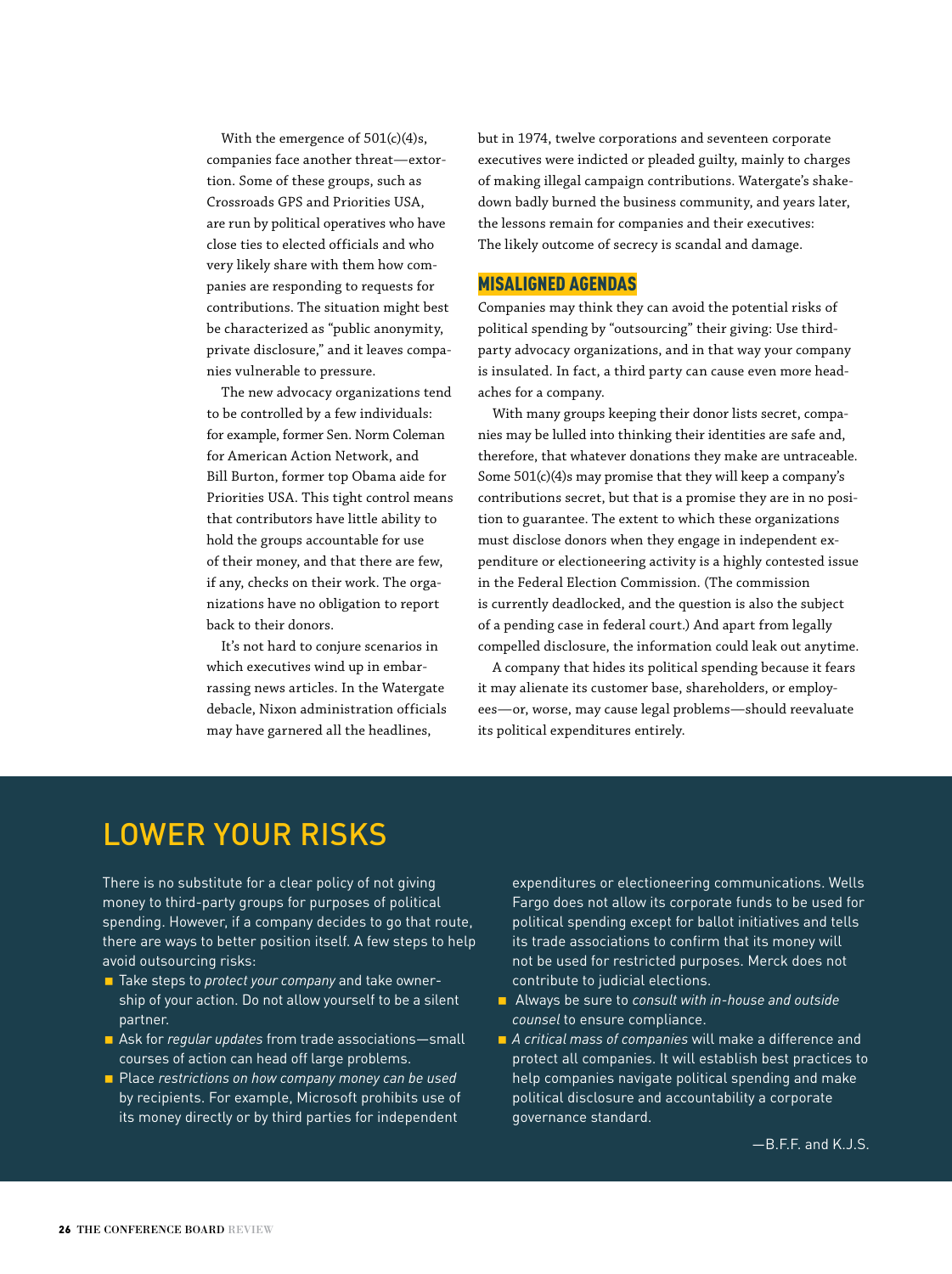With the emergence of 501(c)(4)s, companies face another threat—extortion. Some of these groups, such as Crossroads GPS and Priorities USA, are run by political operatives who have close ties to elected officials and who very likely share with them how companies are responding to requests for contributions. The situation might best be characterized as "public anonymity, private disclosure," and it leaves companies vulnerable to pressure.

The new advocacy organizations tend to be controlled by a few individuals: for example, former Sen. Norm Coleman for American Action Network, and Bill Burton, former top Obama aide for Priorities USA. This tight control means that contributors have little ability to hold the groups accountable for use of their money, and that there are few, if any, checks on their work. The organizations have no obligation to report back to their donors.

It's not hard to conjure scenarios in which executives wind up in embarrassing news articles. In the Watergate debacle, Nixon administration officials may have garnered all the headlines, but in 1974, twelve corporations and seventeen corporate executives were indicted or pleaded guilty, mainly to charges of making illegal campaign contributions. Watergate's shakedown badly burned the business community, and years later, the lessons remain for companies and their executives: The likely outcome of secrecy is scandal and damage.

## MISALIGNED AGENDAS

Companies may think they can avoid the potential risks of political spending by "outsourcing" their giving: Use third-party advocacy organizations, and in that way your company is insulated. In fact, a third party can cause even more headaches for a company.

With many groups keeping their donor lists secret, companies may be lulled into thinking their identities are safe and, therefore, that whatever donations they make are untraceable. Some 501(c)(4)s may promise that they will keep a company's contributions secret, but that is a promise they are in no position to guarantee. The extent to which these organizations must disclose donors when they engage in independent expenditure or electioneering activity is a highly contested issue in the Federal Election Commission. (The commission is currently deadlocked, and the question is also the subject of a pending case in federal court.) And apart from legally compelled disclosure, the information could leak out anytime.

A company that hides its political spending because it fears it may alienate its customer base, shareholders, or employees—or, worse, may cause legal problems—should reevaluate its political expenditures entirely.

## LOWER YOUR RISKS

There is no substitute for a clear policy of not giving money to third-party groups for purposes of political spending. However, if a company decides to go that route, there are ways to better position itself. A few steps to help avoid outsourcing risks:

- Take steps to *protect your company* and take ownership of your action. Do not allow yourself to be a silent partner.
- Ask for *regular updates* from trade associations—small courses of action can head off large problems.
- Place *restrictions on how company money can be used* by recipients. For example, Microsoft prohibits use of its money directly or by third parties for independent expenditures or electioneering communications. Wells Fargo does not allow its corporate funds to be used for political spending except for ballot initiatives and tells its trade associations to confirm that its money will not be used for restricted purposes. Merck does not contribute to judicial elections.
- Always be sure to *consult with in-house and outside counsel* to ensure compliance.
- *A critical mass of companies* will make a difference and protect all companies. It will establish best practices to help companies navigate political spending and make political disclosure and accountability a corporate governance standard.

—B.F.F. and K.J.S.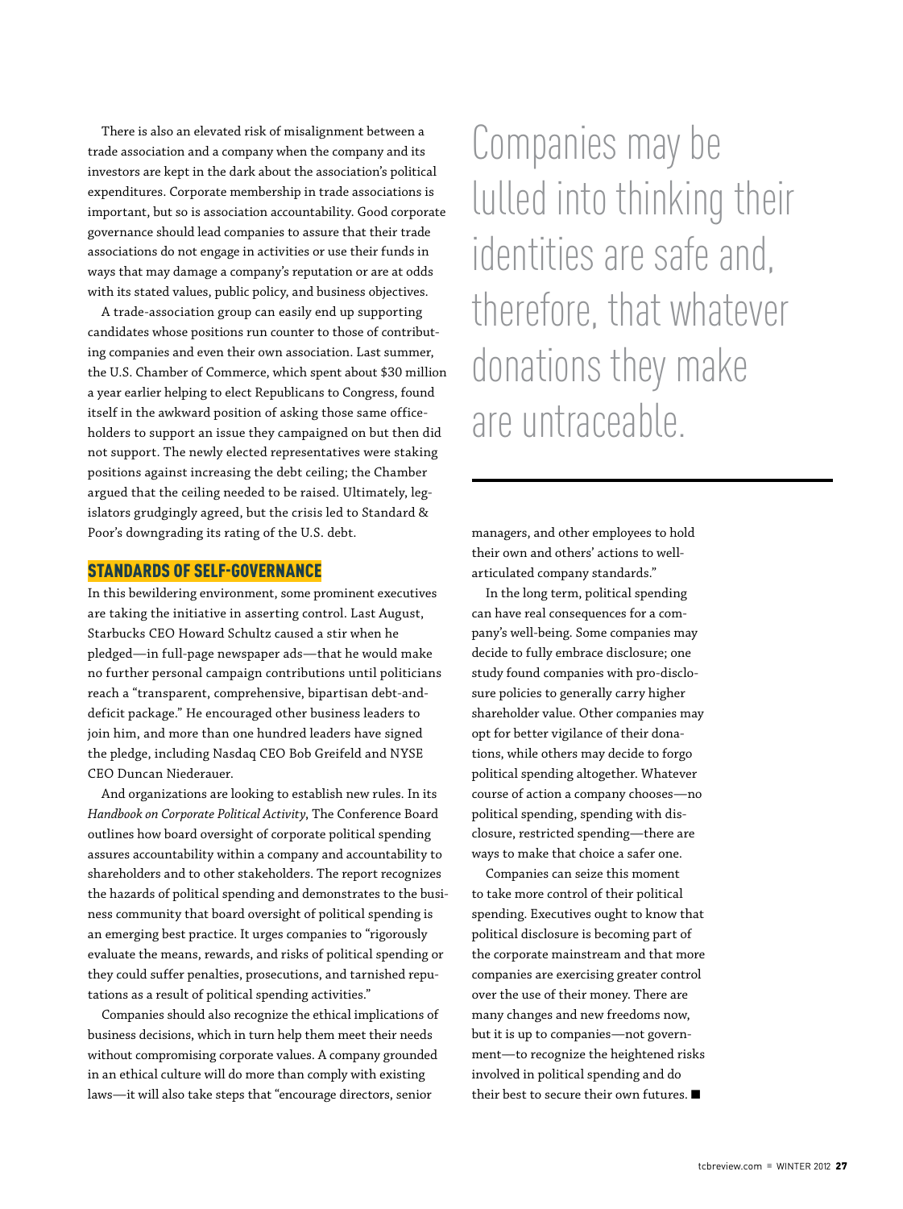There is also an elevated risk of misalignment between a trade association and a company when the company and its investors are kept in the dark about the association's political expenditures. Corporate membership in trade associations is important, but so is association accountability. Good corporate governance should lead companies to assure that their trade associations do not engage in activities or use their funds in ways that may damage a company's reputation or are at odds with its stated values, public policy, and business objectives.

A trade-association group can easily end up supporting candidates whose positions run counter to those of contributing companies and even their own association. Last summer, the U.S. Chamber of Commerce, which spent about $30 million a year earlier helping to elect Republicans to Congress, found itself in the awkward position of asking those same officeholders to support an issue they campaigned on but then did not support. The newly elected representatives were staking positions against increasing the debt ceiling; the Chamber argued that the ceiling needed to be raised. Ultimately, legislators grudgingly agreed, but the crisis led to Standard & Poor's downgrading its rating of the U.S. debt.

## STANDARDS OF SELF-GOVERNANCE

In this bewildering environment, some prominent executives are taking the initiative in asserting control. Last August, Starbucks CEO Howard Schultz caused a stir when he pledged—in full-page newspaper ads—that he would make no further personal campaign contributions until politicians reach a "transparent, comprehensive, bipartisan debt-and-deficit package." He encouraged other business leaders to join him, and more than one hundred leaders have signed the pledge, including Nasdaq CEO Bob Greifeld and NYSE CEO Duncan Niederauer.

And organizations are looking to establish new rules. In its *Handbook on Corporate Political Activity*, The Conference Board outlines how board oversight of corporate political spending assures accountability within a company and accountability to shareholders and to other stakeholders. The report recognizes the hazards of political spending and demonstrates to the business community that board oversight of political spending is an emerging best practice. It urges companies to "rigorously evaluate the means, rewards, and risks of political spending or they could suffer penalties, prosecutions, and tarnished reputations as a result of political spending activities."

Companies should also recognize the ethical implications of business decisions, which in turn help them meet their needs without compromising corporate values. A company grounded in an ethical culture will do more than comply with existing laws—it will also take steps that "encourage directors, senior managers, and other employees to hold their own and others' actions to well-articulated company standards."

> Companies may be lulled into thinking their identities are safe and, therefore, that whatever donations they make are untraceable.

In the long term, political spending can have real consequences for a company's well-being. Some companies may decide to fully embrace disclosure; one study found companies with pro-disclosure policies to generally carry higher shareholder value. Other companies may opt for better vigilance of their donations, while others may decide to forgo political spending altogether. Whatever course of action a company chooses—no political spending, spending with disclosure, restricted spending—there are ways to make that choice a safer one.

Companies can seize this moment to take more control of their political spending. Executives ought to know that political disclosure is becoming part of the corporate mainstream and that more companies are exercising greater control over the use of their money. There are many changes and new freedoms now, but it is up to companies—not government—to recognize the heightened risks involved in political spending and do their best to secure their own futures. ■